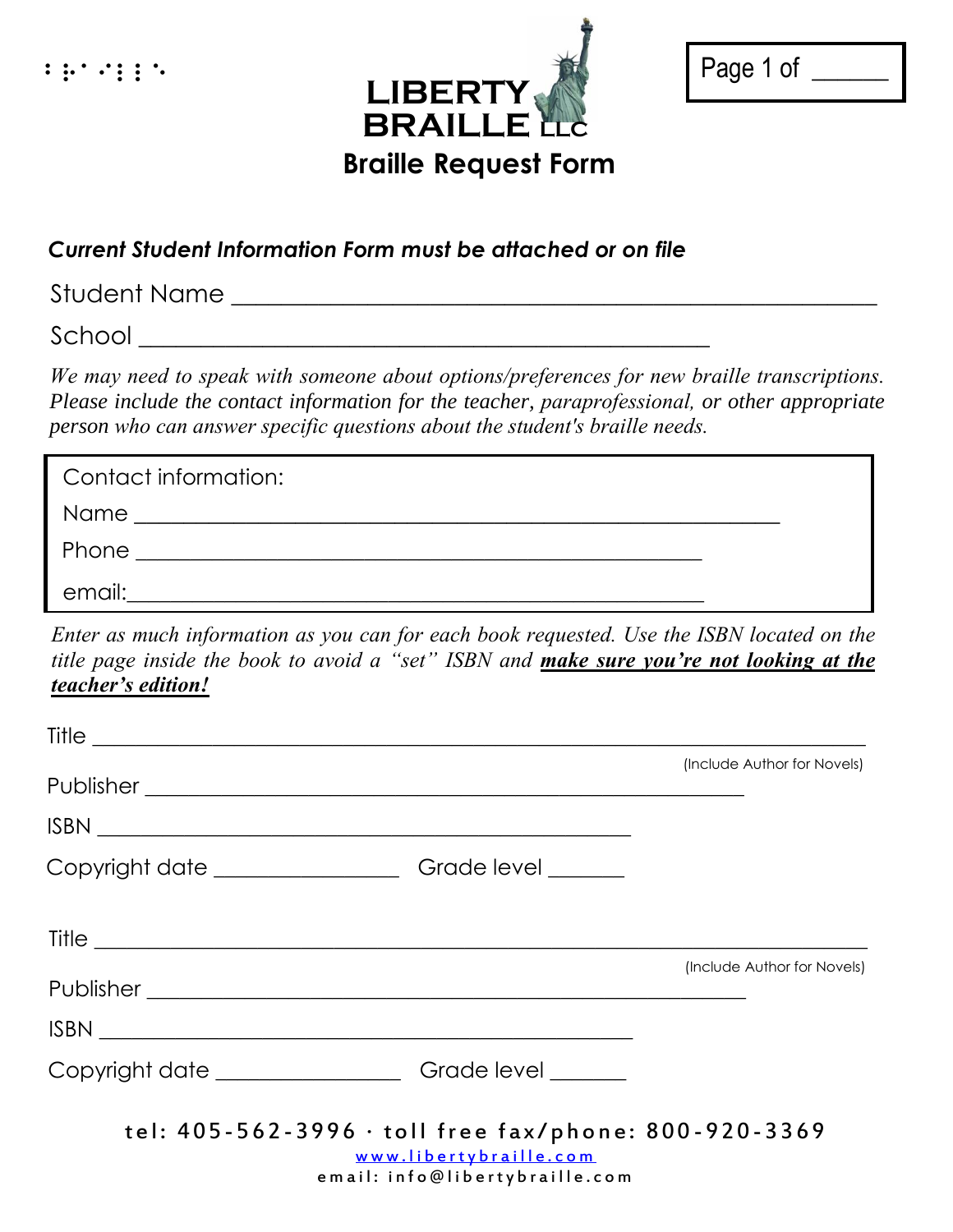# LIBERTY BRAILLE LLC

## Braille Request Form

Page 1 of ______

***Current Student Information Form must be attached or on file***

Student Name ____________________________________________

School ______________________________________

*We may need to speak with someone about options/preferences for new braille transcriptions. Please include the contact information for the teacher, paraprofessional, or other appropriate person who can answer specific questions about the student's braille needs.*

Contact information:

Name ____________________________________________

Phone ______________________________________

email:______________________________________

*Enter as much information as you can for each book requested. Use the ISBN located on the title page inside the book to avoid a "set" ISBN and* ***make sure you're not looking at the teacher's edition!***

Title ____________________________________________________

(Include Author for Novels)

Publisher ________________________________________

ISBN ______________________________________

Copyright date ____________ Grade level _____

Title ____________________________________________________

(Include Author for Novels)

Publisher ________________________________________

ISBN ______________________________________

Copyright date ____________ Grade level _____

tel: 405-562-3996 · toll free fax/phone: 800-920-3369

www.libertybraille.com

email: info@libertybraille.com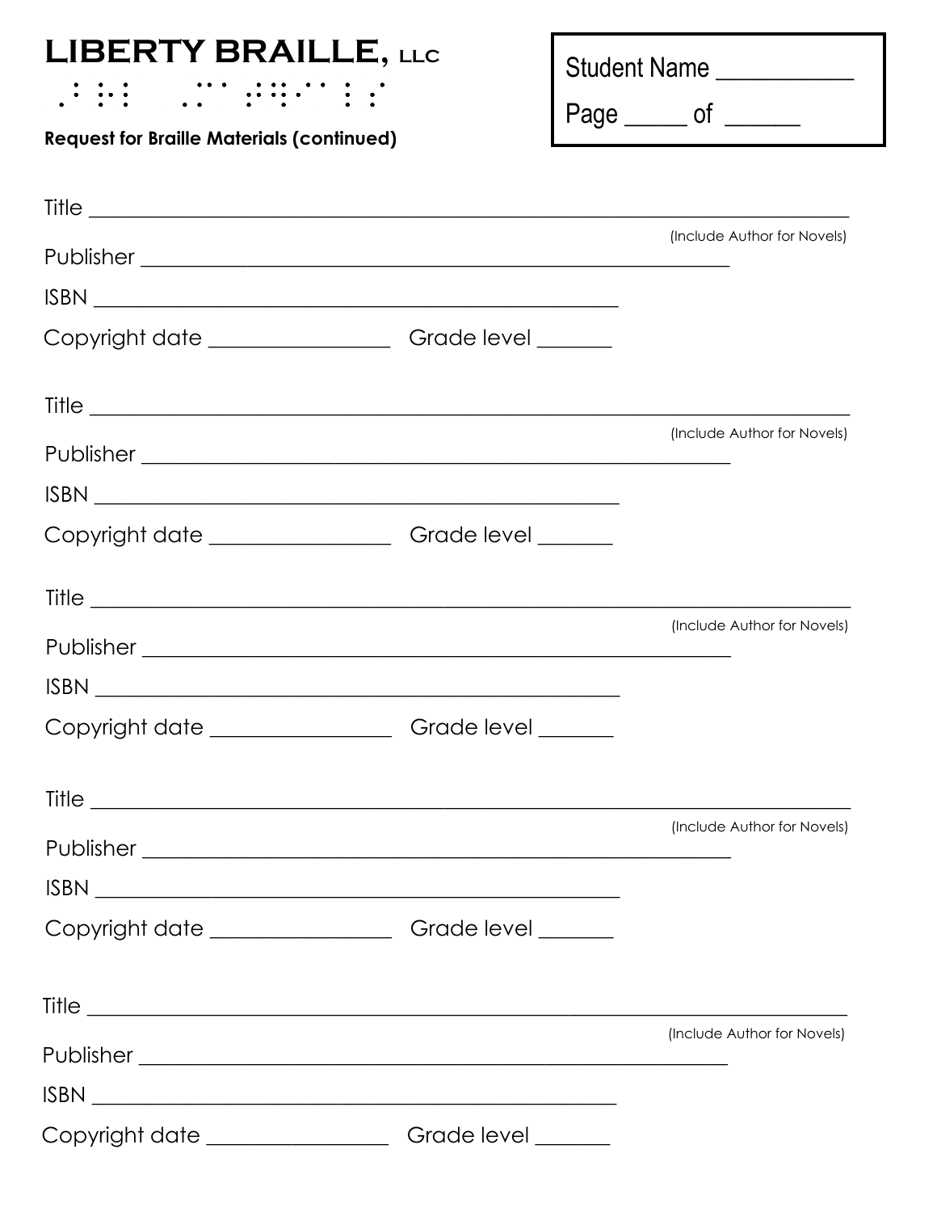# LIBERTY BRAILLE, LLC

**Request for Braille Materials (continued)**

Student Name ___________

Page _____ of ______

Title ______________________________________________________________________

(Include Author for Novels)

Publisher _____________________________________________________

ISBN ________________________________________________

Copyright date ________________ Grade level _______

Title ______________________________________________________________________

(Include Author for Novels)

Publisher _____________________________________________________

ISBN ________________________________________________

Copyright date ________________ Grade level _______

Title ______________________________________________________________________

(Include Author for Novels)

Publisher _____________________________________________________

ISBN ________________________________________________

Copyright date ________________ Grade level _______

Title ______________________________________________________________________

(Include Author for Novels)

Publisher _____________________________________________________

ISBN ________________________________________________

Copyright date ________________ Grade level _______

Title ______________________________________________________________________

(Include Author for Novels)

Publisher _____________________________________________________

ISBN ________________________________________________

Copyright date ________________ Grade level _______